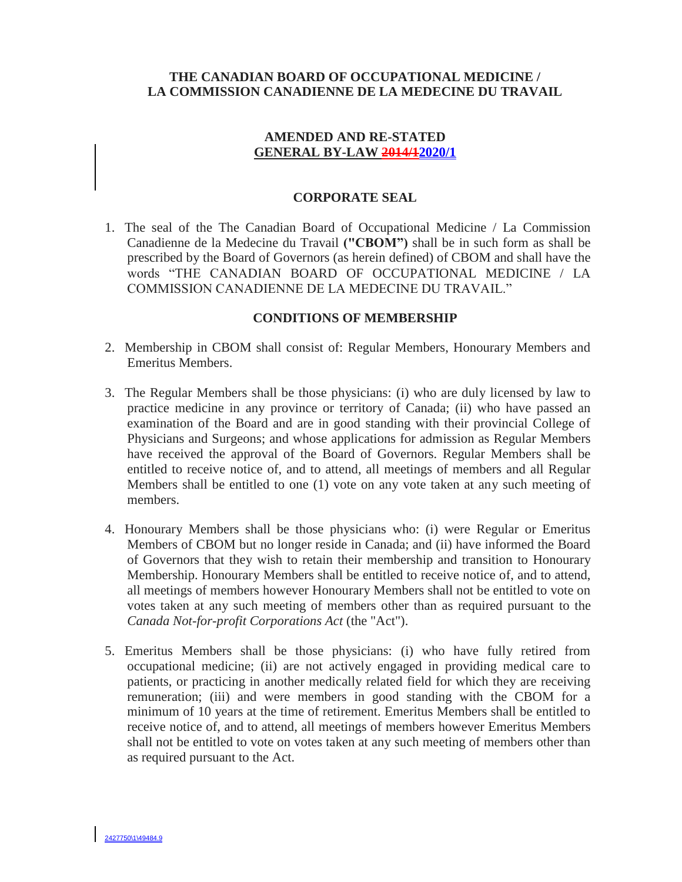# THE CANADIAN BOARD OF OCCUPATIONAL MEDICINE / LA COMMISSION CANADIENNE DE LA MEDECINE DU TRAVAIL

## AMENDED AND RE-STATED GENERAL BY-LAW ~~2014/1~~2020/1

## CORPORATE SEAL

1. The seal of the The Canadian Board of Occupational Medicine / La Commission Canadienne de la Medecine du Travail **("CBOM")** shall be in such form as shall be prescribed by the Board of Governors (as herein defined) of CBOM and shall have the words "THE CANADIAN BOARD OF OCCUPATIONAL MEDICINE / LA COMMISSION CANADIENNE DE LA MEDECINE DU TRAVAIL."

## CONDITIONS OF MEMBERSHIP

2. Membership in CBOM shall consist of: Regular Members, Honourary Members and Emeritus Members.

3. The Regular Members shall be those physicians: (i) who are duly licensed by law to practice medicine in any province or territory of Canada; (ii) who have passed an examination of the Board and are in good standing with their provincial College of Physicians and Surgeons; and whose applications for admission as Regular Members have received the approval of the Board of Governors. Regular Members shall be entitled to receive notice of, and to attend, all meetings of members and all Regular Members shall be entitled to one (1) vote on any vote taken at any such meeting of members.

4. Honourary Members shall be those physicians who: (i) were Regular or Emeritus Members of CBOM but no longer reside in Canada; and (ii) have informed the Board of Governors that they wish to retain their membership and transition to Honourary Membership. Honourary Members shall be entitled to receive notice of, and to attend, all meetings of members however Honourary Members shall not be entitled to vote on votes taken at any such meeting of members other than as required pursuant to the *Canada Not-for-profit Corporations Act* (the "Act").

5. Emeritus Members shall be those physicians: (i) who have fully retired from occupational medicine; (ii) are not actively engaged in providing medical care to patients, or practicing in another medically related field for which they are receiving remuneration; (iii) and were members in good standing with the CBOM for a minimum of 10 years at the time of retirement. Emeritus Members shall be entitled to receive notice of, and to attend, all meetings of members however Emeritus Members shall not be entitled to vote on votes taken at any such meeting of members other than as required pursuant to the Act.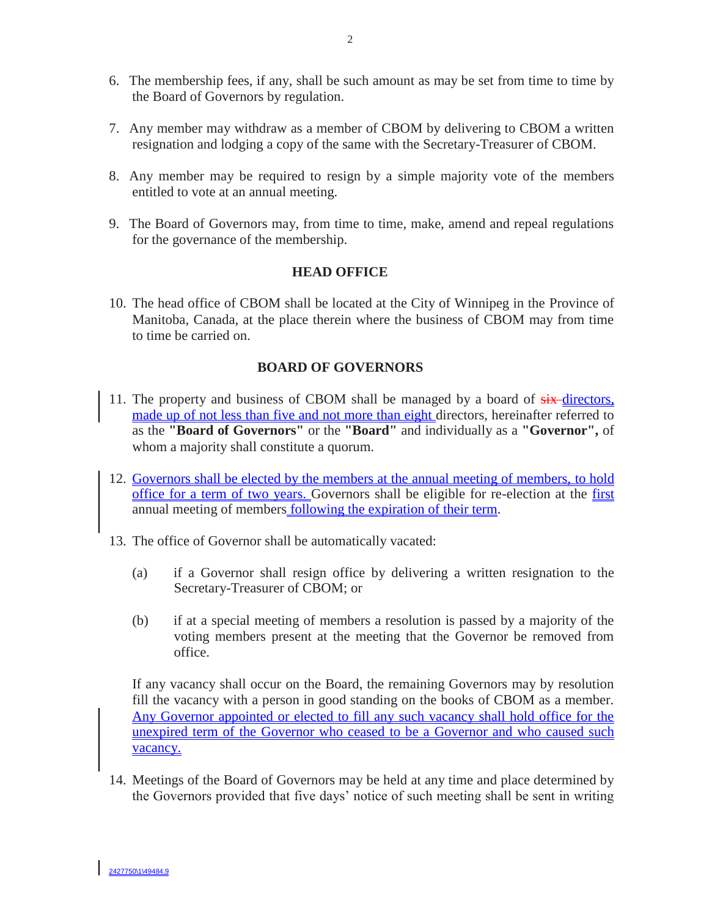6. The membership fees, if any, shall be such amount as may be set from time to time by the Board of Governors by regulation.

7. Any member may withdraw as a member of CBOM by delivering to CBOM a written resignation and lodging a copy of the same with the Secretary-Treasurer of CBOM.

8. Any member may be required to resign by a simple majority vote of the members entitled to vote at an annual meeting.

9. The Board of Governors may, from time to time, make, amend and repeal regulations for the governance of the membership.

## HEAD OFFICE

10. The head office of CBOM shall be located at the City of Winnipeg in the Province of Manitoba, Canada, at the place therein where the business of CBOM may from time to time be carried on.

## BOARD OF GOVERNORS

11. The property and business of CBOM shall be managed by a board of ~~six~~ directors, made up of not less than five and not more than eight directors, hereinafter referred to as the **"Board of Governors"** or the **"Board"** and individually as a **"Governor",** of whom a majority shall constitute a quorum.

12. Governors shall be elected by the members at the annual meeting of members, to hold office for a term of two years. Governors shall be eligible for re-election at the first annual meeting of members following the expiration of their term.

13. The office of Governor shall be automatically vacated:

    (a) if a Governor shall resign office by delivering a written resignation to the Secretary-Treasurer of CBOM; or

    (b) if at a special meeting of members a resolution is passed by a majority of the voting members present at the meeting that the Governor be removed from office.

    If any vacancy shall occur on the Board, the remaining Governors may by resolution fill the vacancy with a person in good standing on the books of CBOM as a member. Any Governor appointed or elected to fill any such vacancy shall hold office for the unexpired term of the Governor who ceased to be a Governor and who caused such vacancy.

14. Meetings of the Board of Governors may be held at any time and place determined by the Governors provided that five days' notice of such meeting shall be sent in writing

2427750\1\49484.9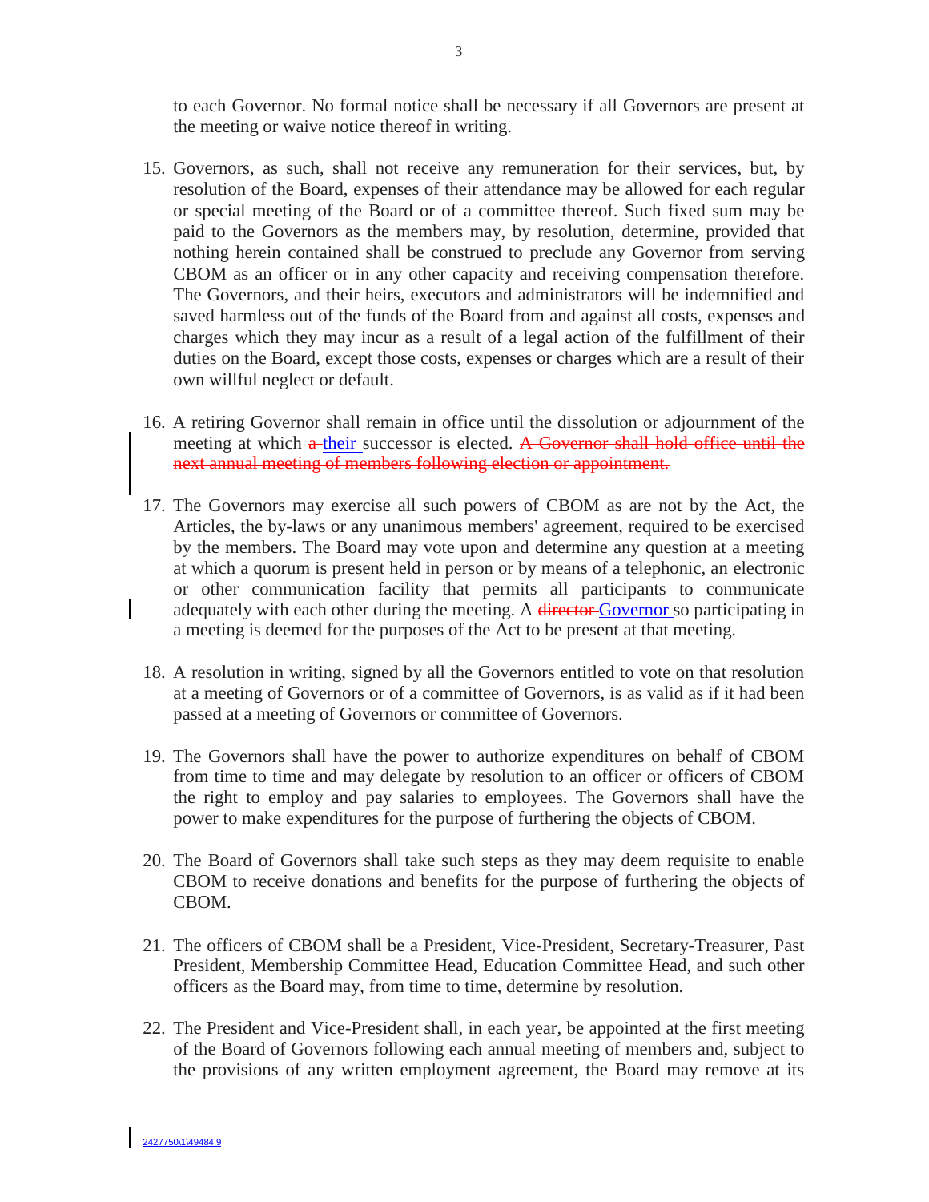to each Governor. No formal notice shall be necessary if all Governors are present at the meeting or waive notice thereof in writing.

15. Governors, as such, shall not receive any remuneration for their services, but, by resolution of the Board, expenses of their attendance may be allowed for each regular or special meeting of the Board or of a committee thereof. Such fixed sum may be paid to the Governors as the members may, by resolution, determine, provided that nothing herein contained shall be construed to preclude any Governor from serving CBOM as an officer or in any other capacity and receiving compensation therefore. The Governors, and their heirs, executors and administrators will be indemnified and saved harmless out of the funds of the Board from and against all costs, expenses and charges which they may incur as a result of a legal action of the fulfillment of their duties on the Board, except those costs, expenses or charges which are a result of their own willful neglect or default.

16. A retiring Governor shall remain in office until the dissolution or adjournment of the meeting at which ~~a~~ their successor is elected. ~~A Governor shall hold office until the next annual meeting of members following election or appointment.~~

17. The Governors may exercise all such powers of CBOM as are not by the Act, the Articles, the by-laws or any unanimous members' agreement, required to be exercised by the members. The Board may vote upon and determine any question at a meeting at which a quorum is present held in person or by means of a telephonic, an electronic or other communication facility that permits all participants to communicate adequately with each other during the meeting. A ~~director~~ Governor so participating in a meeting is deemed for the purposes of the Act to be present at that meeting.

18. A resolution in writing, signed by all the Governors entitled to vote on that resolution at a meeting of Governors or of a committee of Governors, is as valid as if it had been passed at a meeting of Governors or committee of Governors.

19. The Governors shall have the power to authorize expenditures on behalf of CBOM from time to time and may delegate by resolution to an officer or officers of CBOM the right to employ and pay salaries to employees. The Governors shall have the power to make expenditures for the purpose of furthering the objects of CBOM.

20. The Board of Governors shall take such steps as they may deem requisite to enable CBOM to receive donations and benefits for the purpose of furthering the objects of CBOM.

21. The officers of CBOM shall be a President, Vice-President, Secretary-Treasurer, Past President, Membership Committee Head, Education Committee Head, and such other officers as the Board may, from time to time, determine by resolution.

22. The President and Vice-President shall, in each year, be appointed at the first meeting of the Board of Governors following each annual meeting of members and, subject to the provisions of any written employment agreement, the Board may remove at its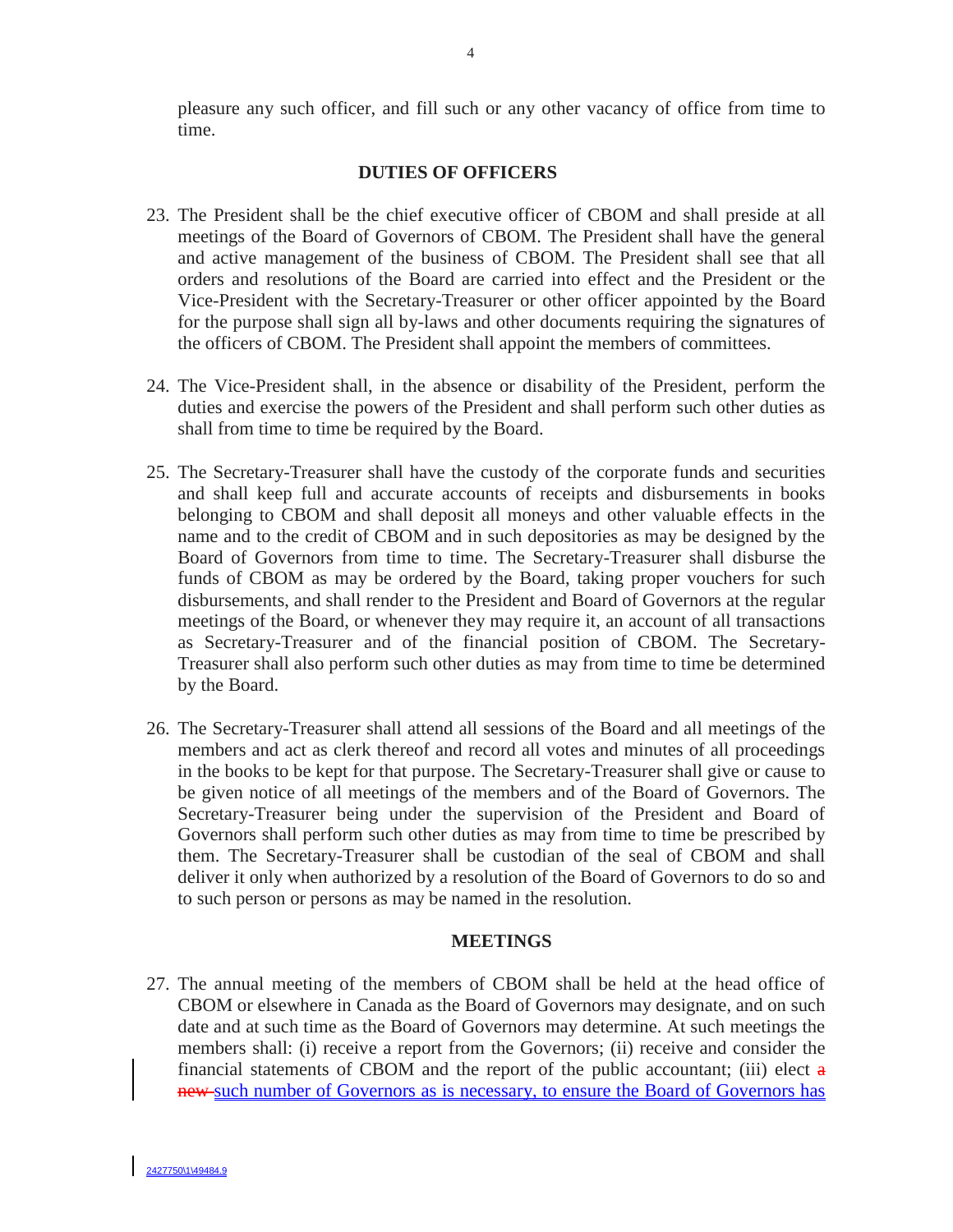pleasure any such officer, and fill such or any other vacancy of office from time to time.

## DUTIES OF OFFICERS

23. The President shall be the chief executive officer of CBOM and shall preside at all meetings of the Board of Governors of CBOM. The President shall have the general and active management of the business of CBOM. The President shall see that all orders and resolutions of the Board are carried into effect and the President or the Vice-President with the Secretary-Treasurer or other officer appointed by the Board for the purpose shall sign all by-laws and other documents requiring the signatures of the officers of CBOM. The President shall appoint the members of committees.

24. The Vice-President shall, in the absence or disability of the President, perform the duties and exercise the powers of the President and shall perform such other duties as shall from time to time be required by the Board.

25. The Secretary-Treasurer shall have the custody of the corporate funds and securities and shall keep full and accurate accounts of receipts and disbursements in books belonging to CBOM and shall deposit all moneys and other valuable effects in the name and to the credit of CBOM and in such depositories as may be designed by the Board of Governors from time to time. The Secretary-Treasurer shall disburse the funds of CBOM as may be ordered by the Board, taking proper vouchers for such disbursements, and shall render to the President and Board of Governors at the regular meetings of the Board, or whenever they may require it, an account of all transactions as Secretary-Treasurer and of the financial position of CBOM. The Secretary-Treasurer shall also perform such other duties as may from time to time be determined by the Board.

26. The Secretary-Treasurer shall attend all sessions of the Board and all meetings of the members and act as clerk thereof and record all votes and minutes of all proceedings in the books to be kept for that purpose. The Secretary-Treasurer shall give or cause to be given notice of all meetings of the members and of the Board of Governors. The Secretary-Treasurer being under the supervision of the President and Board of Governors shall perform such other duties as may from time to time be prescribed by them. The Secretary-Treasurer shall be custodian of the seal of CBOM and shall deliver it only when authorized by a resolution of the Board of Governors to do so and to such person or persons as may be named in the resolution.

## MEETINGS

27. The annual meeting of the members of CBOM shall be held at the head office of CBOM or elsewhere in Canada as the Board of Governors may designate, and on such date and at such time as the Board of Governors may determine. At such meetings the members shall: (i) receive a report from the Governors; (ii) receive and consider the financial statements of CBOM and the report of the public accountant; (iii) elect ~~a new~~ such number of Governors as is necessary, to ensure the Board of Governors has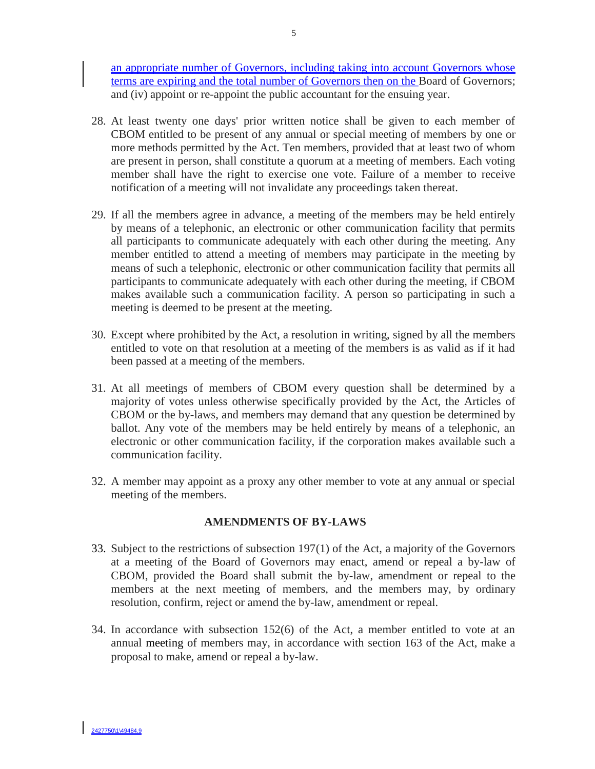an appropriate number of Governors, including taking into account Governors whose terms are expiring and the total number of Governors then on the Board of Governors; and (iv) appoint or re-appoint the public accountant for the ensuing year.

28. At least twenty one days' prior written notice shall be given to each member of CBOM entitled to be present of any annual or special meeting of members by one or more methods permitted by the Act. Ten members, provided that at least two of whom are present in person, shall constitute a quorum at a meeting of members. Each voting member shall have the right to exercise one vote. Failure of a member to receive notification of a meeting will not invalidate any proceedings taken thereat.

29. If all the members agree in advance, a meeting of the members may be held entirely by means of a telephonic, an electronic or other communication facility that permits all participants to communicate adequately with each other during the meeting. Any member entitled to attend a meeting of members may participate in the meeting by means of such a telephonic, electronic or other communication facility that permits all participants to communicate adequately with each other during the meeting, if CBOM makes available such a communication facility. A person so participating in such a meeting is deemed to be present at the meeting.

30. Except where prohibited by the Act, a resolution in writing, signed by all the members entitled to vote on that resolution at a meeting of the members is as valid as if it had been passed at a meeting of the members.

31. At all meetings of members of CBOM every question shall be determined by a majority of votes unless otherwise specifically provided by the Act, the Articles of CBOM or the by-laws, and members may demand that any question be determined by ballot. Any vote of the members may be held entirely by means of a telephonic, an electronic or other communication facility, if the corporation makes available such a communication facility.

32. A member may appoint as a proxy any other member to vote at any annual or special meeting of the members.

## AMENDMENTS OF BY-LAWS

33. Subject to the restrictions of subsection 197(1) of the Act, a majority of the Governors at a meeting of the Board of Governors may enact, amend or repeal a by-law of CBOM, provided the Board shall submit the by-law, amendment or repeal to the members at the next meeting of members, and the members may, by ordinary resolution, confirm, reject or amend the by-law, amendment or repeal.

34. In accordance with subsection 152(6) of the Act, a member entitled to vote at an annual meeting of members may, in accordance with section 163 of the Act, make a proposal to make, amend or repeal a by-law.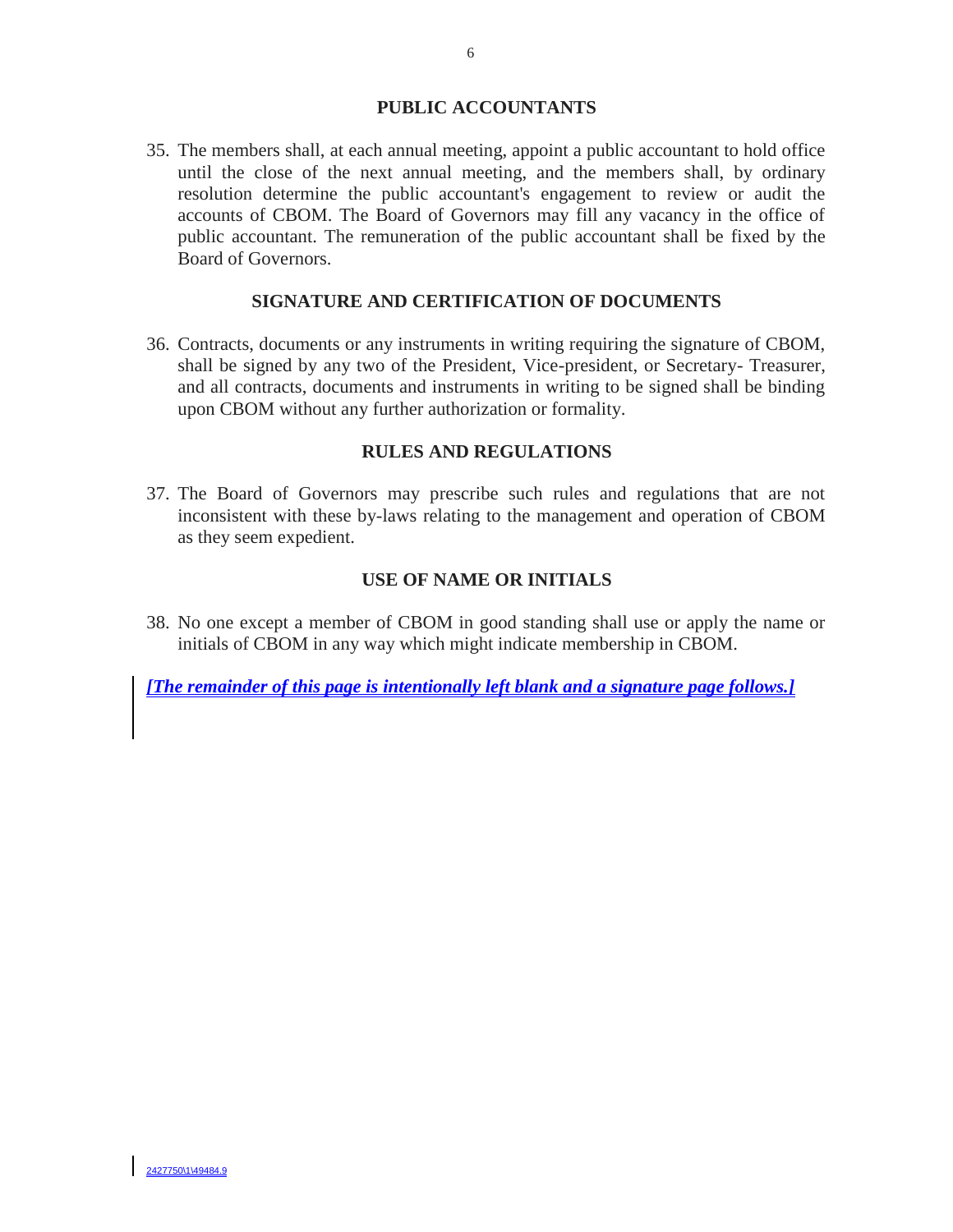## PUBLIC ACCOUNTANTS

35. The members shall, at each annual meeting, appoint a public accountant to hold office until the close of the next annual meeting, and the members shall, by ordinary resolution determine the public accountant's engagement to review or audit the accounts of CBOM. The Board of Governors may fill any vacancy in the office of public accountant. The remuneration of the public accountant shall be fixed by the Board of Governors.

## SIGNATURE AND CERTIFICATION OF DOCUMENTS

36. Contracts, documents or any instruments in writing requiring the signature of CBOM, shall be signed by any two of the President, Vice-president, or Secretary- Treasurer, and all contracts, documents and instruments in writing to be signed shall be binding upon CBOM without any further authorization or formality.

## RULES AND REGULATIONS

37. The Board of Governors may prescribe such rules and regulations that are not inconsistent with these by-laws relating to the management and operation of CBOM as they seem expedient.

## USE OF NAME OR INITIALS

38. No one except a member of CBOM in good standing shall use or apply the name or initials of CBOM in any way which might indicate membership in CBOM.

***[The remainder of this page is intentionally left blank and a signature page follows.]***

2427750\1\49484.9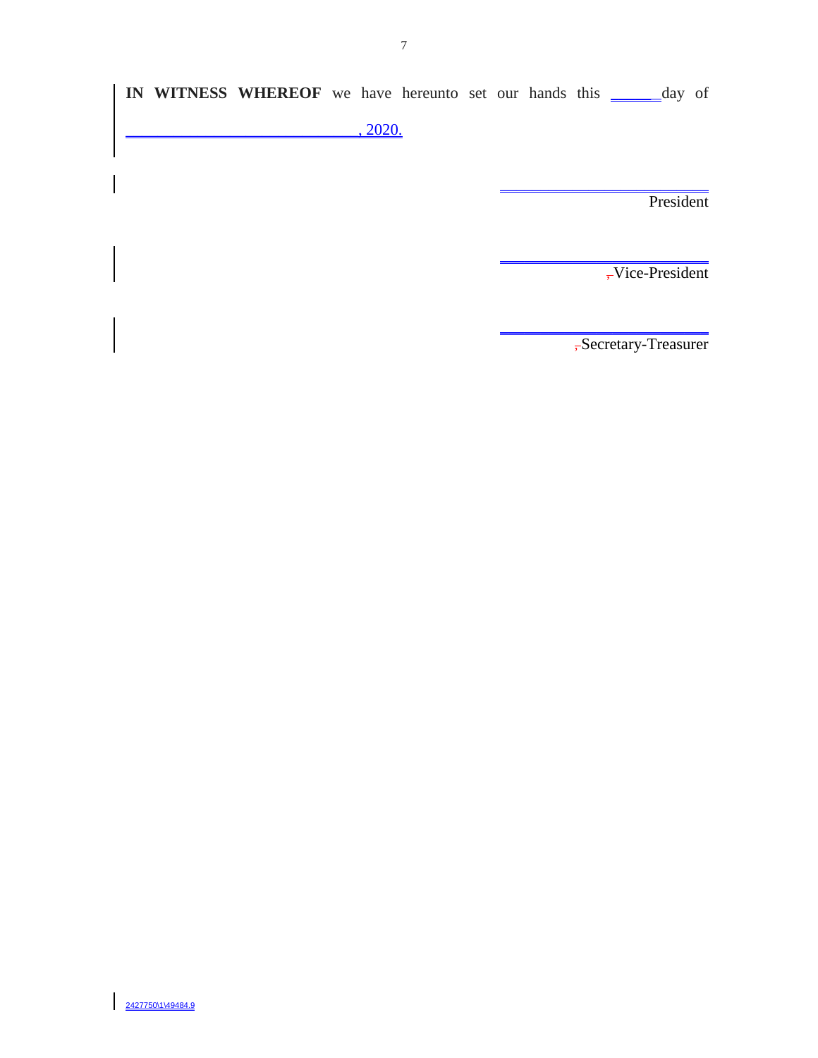**IN WITNESS WHEREOF** we have hereunto set our hands this ______ day of ______________________________, 2020.

______________________________
President

______________________________
Vice-President

______________________________
Secretary-Treasurer

2427750\1\49484.9